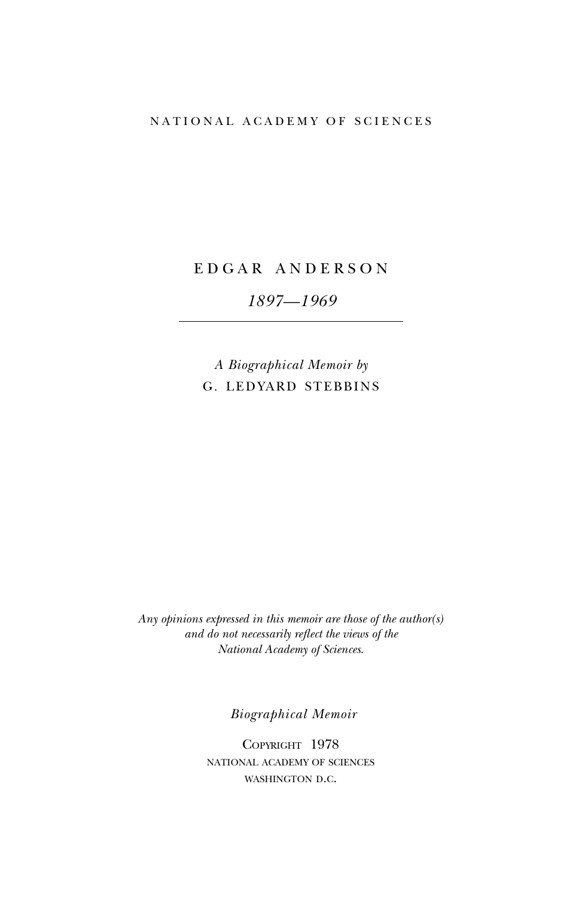NATIONAL ACADEMY OF SCIENCES

# EDGAR ANDERSON

*1897—1969*

*A Biographical Memoir by*
G. LEDYARD STEBBINS

*Any opinions expressed in this memoir are those of the author(s) and do not necessarily reflect the views of the National Academy of Sciences.*

*Biographical Memoir*

COPYRIGHT 1978
NATIONAL ACADEMY OF SCIENCES
WASHINGTON D.C.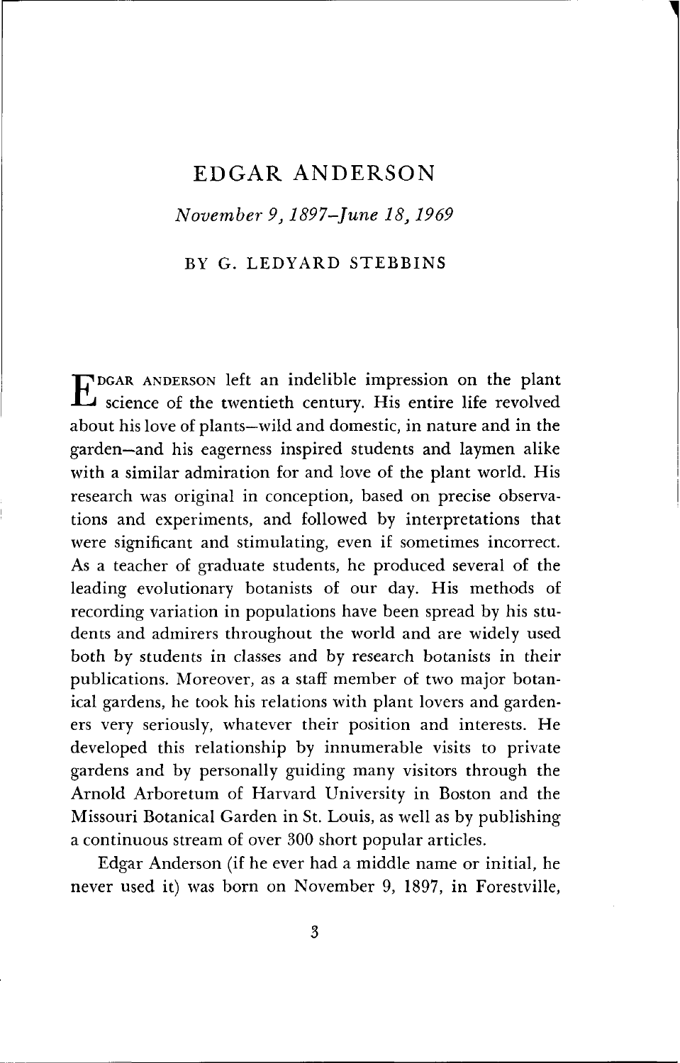# EDGAR ANDERSON

*November 9, 1897–June 18, 1969*

BY G. LEDYARD STEBBINS

EDGAR ANDERSON left an indelible impression on the plant science of the twentieth century. His entire life revolved about his love of plants—wild and domestic, in nature and in the garden—and his eagerness inspired students and laymen alike with a similar admiration for and love of the plant world. His research was original in conception, based on precise observations and experiments, and followed by interpretations that were significant and stimulating, even if sometimes incorrect. As a teacher of graduate students, he produced several of the leading evolutionary botanists of our day. His methods of recording variation in populations have been spread by his students and admirers throughout the world and are widely used both by students in classes and by research botanists in their publications. Moreover, as a staff member of two major botanical gardens, he took his relations with plant lovers and gardeners very seriously, whatever their position and interests. He developed this relationship by innumerable visits to private gardens and by personally guiding many visitors through the Arnold Arboretum of Harvard University in Boston and the Missouri Botanical Garden in St. Louis, as well as by publishing a continuous stream of over 300 short popular articles.

Edgar Anderson (if he ever had a middle name or initial, he never used it) was born on November 9, 1897, in Forestville,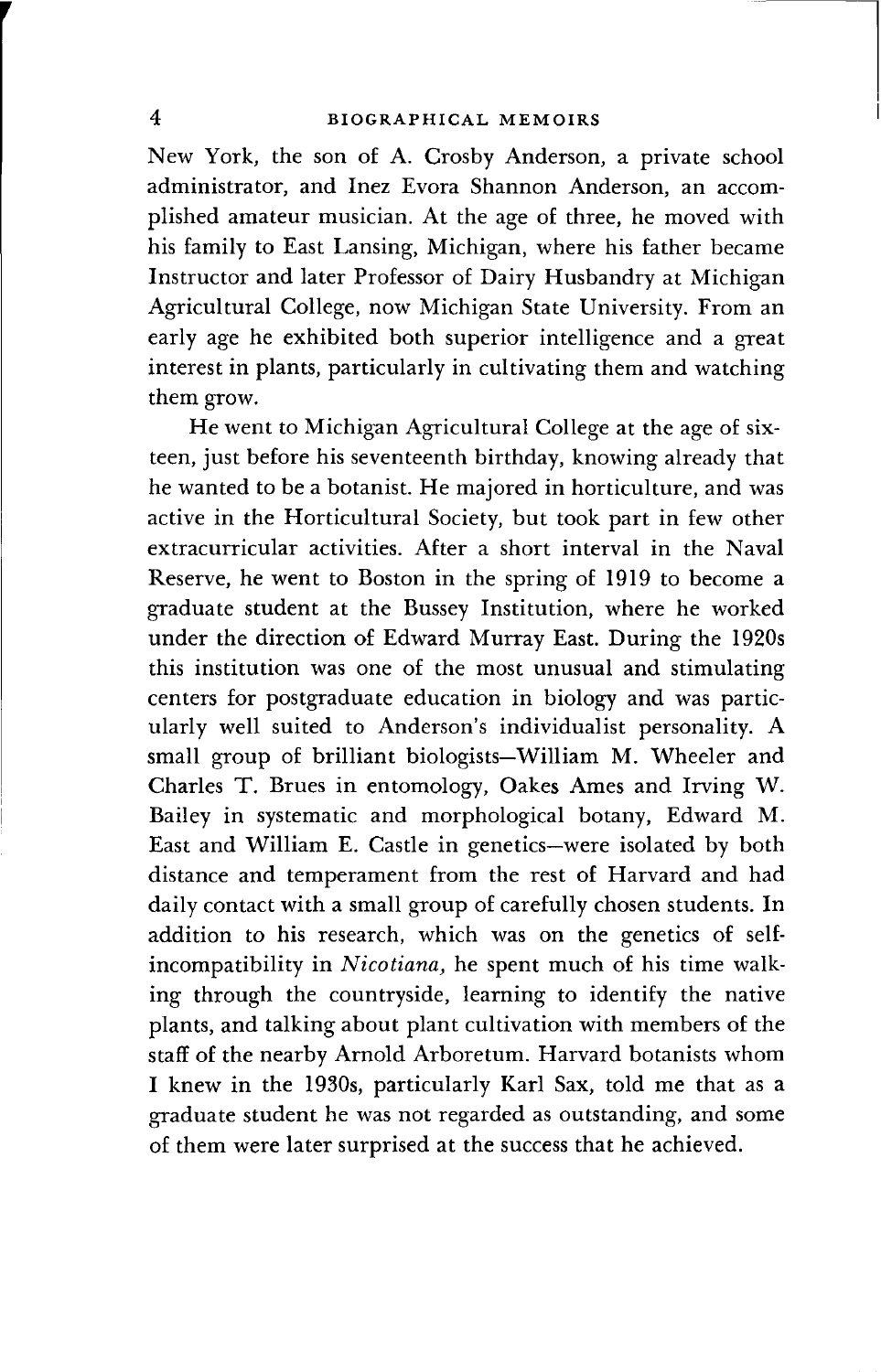New York, the son of A. Crosby Anderson, a private school administrator, and Inez Evora Shannon Anderson, an accomplished amateur musician. At the age of three, he moved with his family to East Lansing, Michigan, where his father became Instructor and later Professor of Dairy Husbandry at Michigan Agricultural College, now Michigan State University. From an early age he exhibited both superior intelligence and a great interest in plants, particularly in cultivating them and watching them grow.

He went to Michigan Agricultural College at the age of sixteen, just before his seventeenth birthday, knowing already that he wanted to be a botanist. He majored in horticulture, and was active in the Horticultural Society, but took part in few other extracurricular activities. After a short interval in the Naval Reserve, he went to Boston in the spring of 1919 to become a graduate student at the Bussey Institution, where he worked under the direction of Edward Murray East. During the 1920s this institution was one of the most unusual and stimulating centers for postgraduate education in biology and was particularly well suited to Anderson's individualist personality. A small group of brilliant biologists—William M. Wheeler and Charles T. Brues in entomology, Oakes Ames and Irving W. Bailey in systematic and morphological botany, Edward M. East and William E. Castle in genetics—were isolated by both distance and temperament from the rest of Harvard and had daily contact with a small group of carefully chosen students. In addition to his research, which was on the genetics of self-incompatibility in *Nicotiana*, he spent much of his time walking through the countryside, learning to identify the native plants, and talking about plant cultivation with members of the staff of the nearby Arnold Arboretum. Harvard botanists whom I knew in the 1930s, particularly Karl Sax, told me that as a graduate student he was not regarded as outstanding, and some of them were later surprised at the success that he achieved.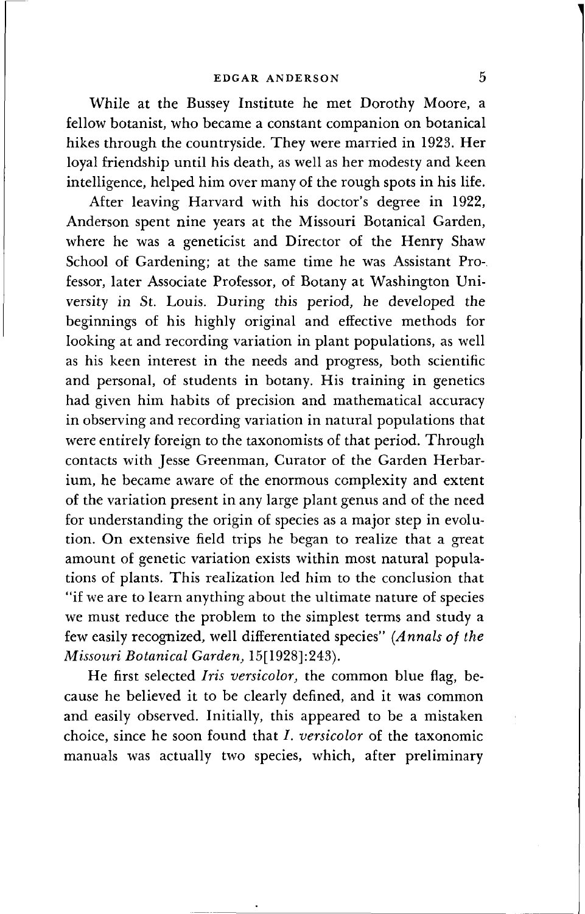While at the Bussey Institute he met Dorothy Moore, a fellow botanist, who became a constant companion on botanical hikes through the countryside. They were married in 1923. Her loyal friendship until his death, as well as her modesty and keen intelligence, helped him over many of the rough spots in his life.

After leaving Harvard with his doctor's degree in 1922, Anderson spent nine years at the Missouri Botanical Garden, where he was a geneticist and Director of the Henry Shaw School of Gardening; at the same time he was Assistant Professor, later Associate Professor, of Botany at Washington University in St. Louis. During this period, he developed the beginnings of his highly original and effective methods for looking at and recording variation in plant populations, as well as his keen interest in the needs and progress, both scientific and personal, of students in botany. His training in genetics had given him habits of precision and mathematical accuracy in observing and recording variation in natural populations that were entirely foreign to the taxonomists of that period. Through contacts with Jesse Greenman, Curator of the Garden Herbarium, he became aware of the enormous complexity and extent of the variation present in any large plant genus and of the need for understanding the origin of species as a major step in evolution. On extensive field trips he began to realize that a great amount of genetic variation exists within most natural populations of plants. This realization led him to the conclusion that "if we are to learn anything about the ultimate nature of species we must reduce the problem to the simplest terms and study a few easily recognized, well differentiated species" (*Annals of the Missouri Botanical Garden,* 15[1928]:243).

He first selected *Iris versicolor,* the common blue flag, because he believed it to be clearly defined, and it was common and easily observed. Initially, this appeared to be a mistaken choice, since he soon found that *I. versicolor* of the taxonomic manuals was actually two species, which, after preliminary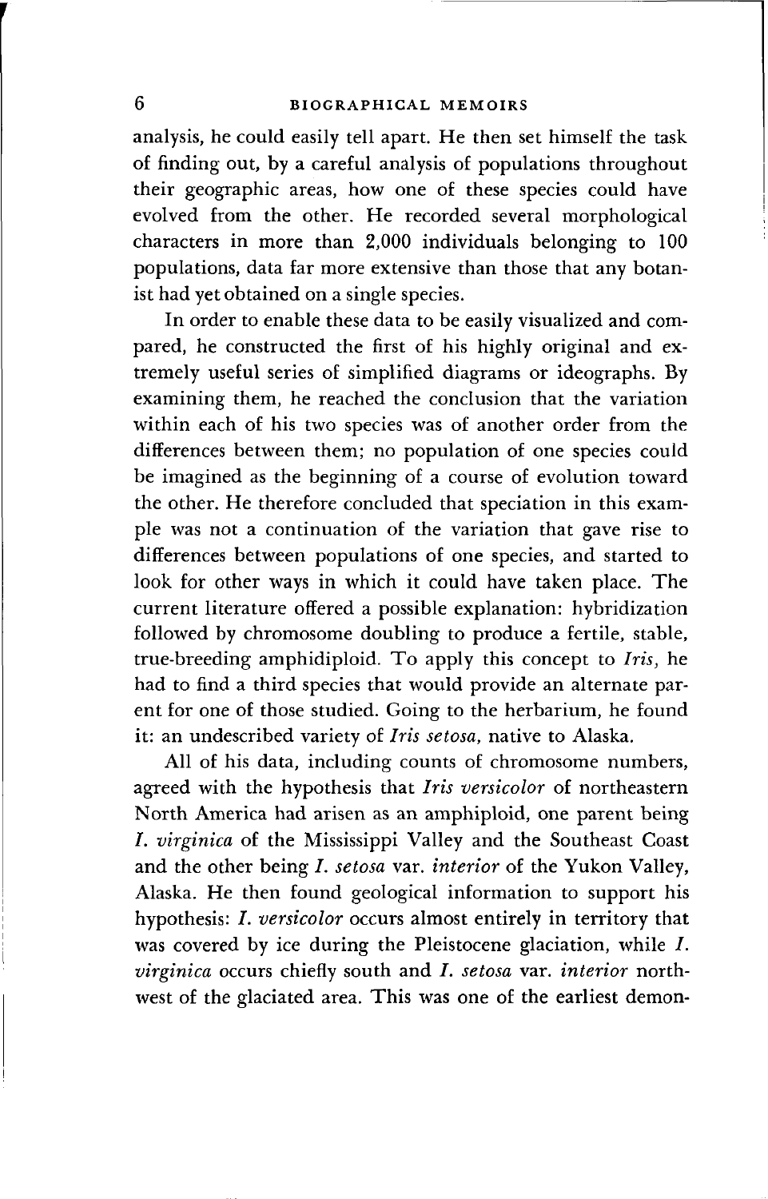analysis, he could easily tell apart. He then set himself the task of finding out, by a careful analysis of populations throughout their geographic areas, how one of these species could have evolved from the other. He recorded several morphological characters in more than 2,000 individuals belonging to 100 populations, data far more extensive than those that any botanist had yet obtained on a single species.

In order to enable these data to be easily visualized and compared, he constructed the first of his highly original and extremely useful series of simplified diagrams or ideographs. By examining them, he reached the conclusion that the variation within each of his two species was of another order from the differences between them; no population of one species could be imagined as the beginning of a course of evolution toward the other. He therefore concluded that speciation in this example was not a continuation of the variation that gave rise to differences between populations of one species, and started to look for other ways in which it could have taken place. The current literature offered a possible explanation: hybridization followed by chromosome doubling to produce a fertile, stable, true-breeding amphidiploid. To apply this concept to *Iris*, he had to find a third species that would provide an alternate parent for one of those studied. Going to the herbarium, he found it: an undescribed variety of *Iris setosa*, native to Alaska.

All of his data, including counts of chromosome numbers, agreed with the hypothesis that *Iris versicolor* of northeastern North America had arisen as an amphiploid, one parent being *I. virginica* of the Mississippi Valley and the Southeast Coast and the other being *I. setosa* var. *interior* of the Yukon Valley, Alaska. He then found geological information to support his hypothesis: *I. versicolor* occurs almost entirely in territory that was covered by ice during the Pleistocene glaciation, while *I. virginica* occurs chiefly south and *I. setosa* var. *interior* northwest of the glaciated area. This was one of the earliest demon-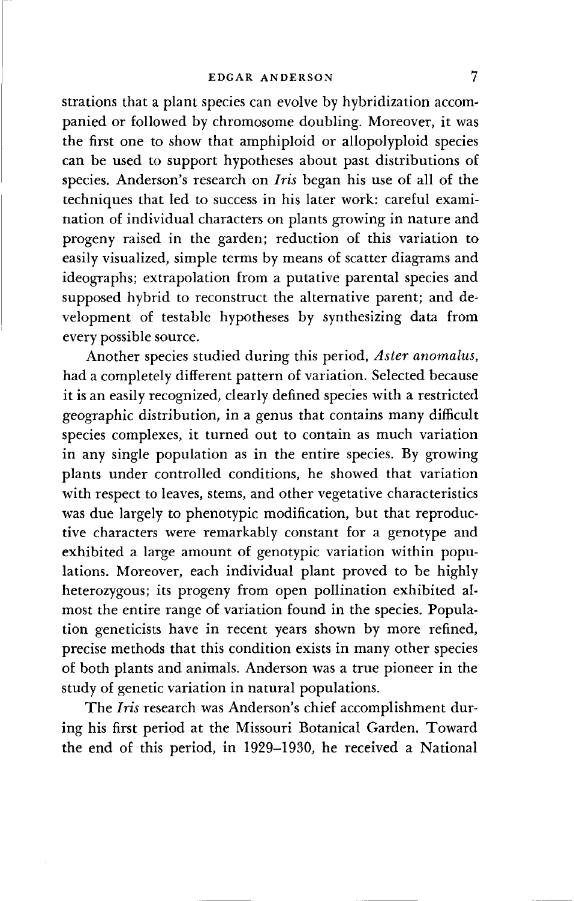strations that a plant species can evolve by hybridization accompanied or followed by chromosome doubling. Moreover, it was the first one to show that amphiploid or allopolyploid species can be used to support hypotheses about past distributions of species. Anderson's research on *Iris* began his use of all of the techniques that led to success in his later work: careful examination of individual characters on plants growing in nature and progeny raised in the garden; reduction of this variation to easily visualized, simple terms by means of scatter diagrams and ideographs; extrapolation from a putative parental species and supposed hybrid to reconstruct the alternative parent; and development of testable hypotheses by synthesizing data from every possible source.

Another species studied during this period, *Aster anomalus*, had a completely different pattern of variation. Selected because it is an easily recognized, clearly defined species with a restricted geographic distribution, in a genus that contains many difficult species complexes, it turned out to contain as much variation in any single population as in the entire species. By growing plants under controlled conditions, he showed that variation with respect to leaves, stems, and other vegetative characteristics was due largely to phenotypic modification, but that reproductive characters were remarkably constant for a genotype and exhibited a large amount of genotypic variation within populations. Moreover, each individual plant proved to be highly heterozygous; its progeny from open pollination exhibited almost the entire range of variation found in the species. Population geneticists have in recent years shown by more refined, precise methods that this condition exists in many other species of both plants and animals. Anderson was a true pioneer in the study of genetic variation in natural populations.

The *Iris* research was Anderson's chief accomplishment during his first period at the Missouri Botanical Garden. Toward the end of this period, in 1929–1930, he received a National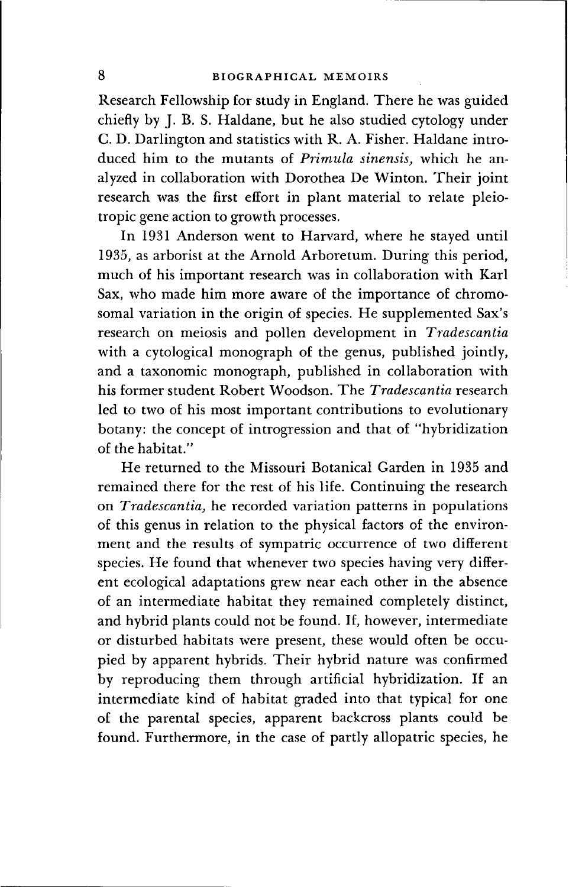Research Fellowship for study in England. There he was guided chiefly by J. B. S. Haldane, but he also studied cytology under C. D. Darlington and statistics with R. A. Fisher. Haldane introduced him to the mutants of *Primula sinensis,* which he analyzed in collaboration with Dorothea De Winton. Their joint research was the first effort in plant material to relate pleiotropic gene action to growth processes.

In 1931 Anderson went to Harvard, where he stayed until 1935, as arborist at the Arnold Arboretum. During this period, much of his important research was in collaboration with Karl Sax, who made him more aware of the importance of chromosomal variation in the origin of species. He supplemented Sax's research on meiosis and pollen development in *Tradescantia* with a cytological monograph of the genus, published jointly, and a taxonomic monograph, published in collaboration with his former student Robert Woodson. The *Tradescantia* research led to two of his most important contributions to evolutionary botany: the concept of introgression and that of "hybridization of the habitat."

He returned to the Missouri Botanical Garden in 1935 and remained there for the rest of his life. Continuing the research on *Tradescantia,* he recorded variation patterns in populations of this genus in relation to the physical factors of the environment and the results of sympatric occurrence of two different species. He found that whenever two species having very different ecological adaptations grew near each other in the absence of an intermediate habitat they remained completely distinct, and hybrid plants could not be found. If, however, intermediate or disturbed habitats were present, these would often be occupied by apparent hybrids. Their hybrid nature was confirmed by reproducing them through artificial hybridization. If an intermediate kind of habitat graded into that typical for one of the parental species, apparent backcross plants could be found. Furthermore, in the case of partly allopatric species, he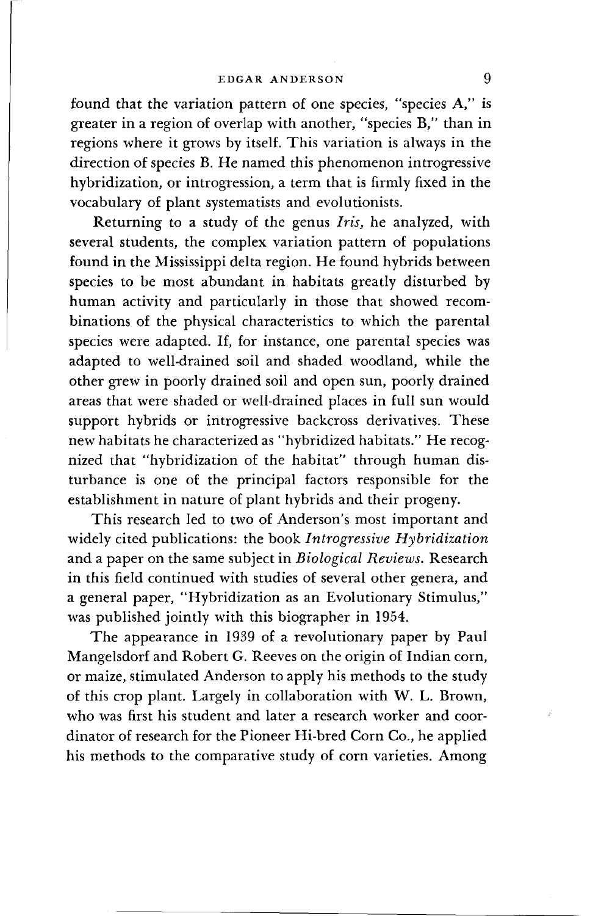found that the variation pattern of one species, "species A," is greater in a region of overlap with another, "species B," than in regions where it grows by itself. This variation is always in the direction of species B. He named this phenomenon introgressive hybridization, or introgression, a term that is firmly fixed in the vocabulary of plant systematists and evolutionists.

Returning to a study of the genus *Iris,* he analyzed, with several students, the complex variation pattern of populations found in the Mississippi delta region. He found hybrids between species to be most abundant in habitats greatly disturbed by human activity and particularly in those that showed recombinations of the physical characteristics to which the parental species were adapted. If, for instance, one parental species was adapted to well-drained soil and shaded woodland, while the other grew in poorly drained soil and open sun, poorly drained areas that were shaded or well-drained places in full sun would support hybrids or introgressive backcross derivatives. These new habitats he characterized as "hybridized habitats." He recognized that "hybridization of the habitat" through human disturbance is one of the principal factors responsible for the establishment in nature of plant hybrids and their progeny.

This research led to two of Anderson's most important and widely cited publications: the book *Introgressive Hybridization* and a paper on the same subject in *Biological Reviews.* Research in this field continued with studies of several other genera, and a general paper, "Hybridization as an Evolutionary Stimulus," was published jointly with this biographer in 1954.

The appearance in 1939 of a revolutionary paper by Paul Mangelsdorf and Robert G. Reeves on the origin of Indian corn, or maize, stimulated Anderson to apply his methods to the study of this crop plant. Largely in collaboration with W. L. Brown, who was first his student and later a research worker and coordinator of research for the Pioneer Hi-bred Corn Co., he applied his methods to the comparative study of corn varieties. Among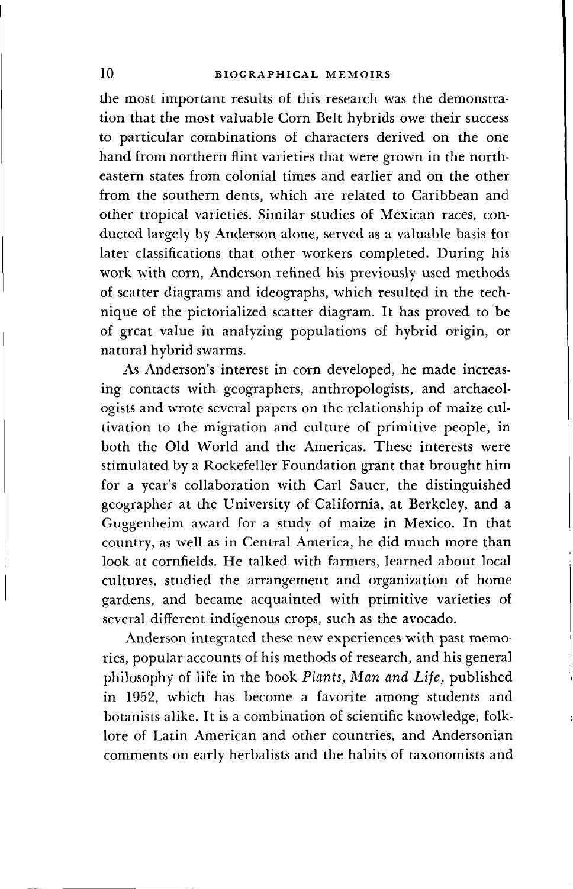the most important results of this research was the demonstration that the most valuable Corn Belt hybrids owe their success to particular combinations of characters derived on the one hand from northern flint varieties that were grown in the northeastern states from colonial times and earlier and on the other from the southern dents, which are related to Caribbean and other tropical varieties. Similar studies of Mexican races, conducted largely by Anderson alone, served as a valuable basis for later classifications that other workers completed. During his work with corn, Anderson refined his previously used methods of scatter diagrams and ideographs, which resulted in the technique of the pictorialized scatter diagram. It has proved to be of great value in analyzing populations of hybrid origin, or natural hybrid swarms.

As Anderson's interest in corn developed, he made increasing contacts with geographers, anthropologists, and archaeologists and wrote several papers on the relationship of maize cultivation to the migration and culture of primitive people, in both the Old World and the Americas. These interests were stimulated by a Rockefeller Foundation grant that brought him for a year's collaboration with Carl Sauer, the distinguished geographer at the University of California, at Berkeley, and a Guggenheim award for a study of maize in Mexico. In that country, as well as in Central America, he did much more than look at cornfields. He talked with farmers, learned about local cultures, studied the arrangement and organization of home gardens, and became acquainted with primitive varieties of several different indigenous crops, such as the avocado.

Anderson integrated these new experiences with past memories, popular accounts of his methods of research, and his general philosophy of life in the book *Plants, Man and Life,* published in 1952, which has become a favorite among students and botanists alike. It is a combination of scientific knowledge, folklore of Latin American and other countries, and Andersonian comments on early herbalists and the habits of taxonomists and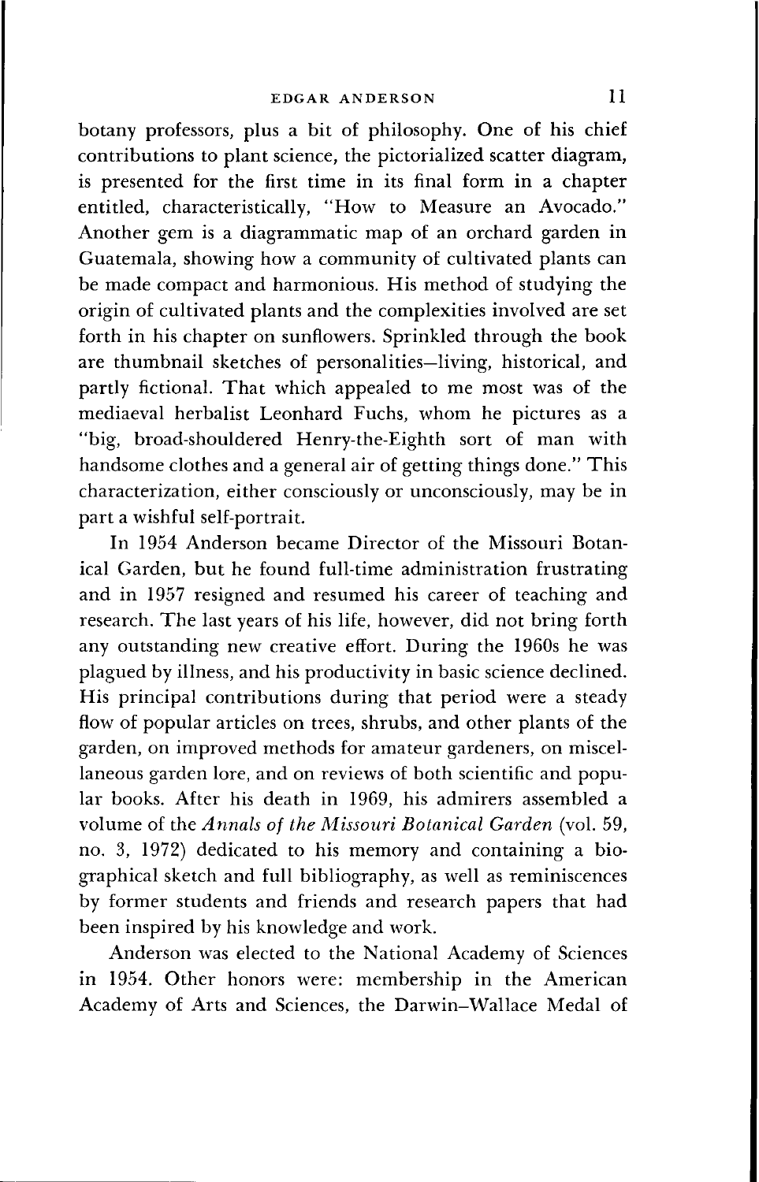botany professors, plus a bit of philosophy. One of his chief contributions to plant science, the pictorialized scatter diagram, is presented for the first time in its final form in a chapter entitled, characteristically, "How to Measure an Avocado." Another gem is a diagrammatic map of an orchard garden in Guatemala, showing how a community of cultivated plants can be made compact and harmonious. His method of studying the origin of cultivated plants and the complexities involved are set forth in his chapter on sunflowers. Sprinkled through the book are thumbnail sketches of personalities—living, historical, and partly fictional. That which appealed to me most was of the mediaeval herbalist Leonhard Fuchs, whom he pictures as a "big, broad-shouldered Henry-the-Eighth sort of man with handsome clothes and a general air of getting things done." This characterization, either consciously or unconsciously, may be in part a wishful self-portrait.

In 1954 Anderson became Director of the Missouri Botanical Garden, but he found full-time administration frustrating and in 1957 resigned and resumed his career of teaching and research. The last years of his life, however, did not bring forth any outstanding new creative effort. During the 1960s he was plagued by illness, and his productivity in basic science declined. His principal contributions during that period were a steady flow of popular articles on trees, shrubs, and other plants of the garden, on improved methods for amateur gardeners, on miscellaneous garden lore, and on reviews of both scientific and popular books. After his death in 1969, his admirers assembled a volume of the *Annals of the Missouri Botanical Garden* (vol. 59, no. 3, 1972) dedicated to his memory and containing a biographical sketch and full bibliography, as well as reminiscences by former students and friends and research papers that had been inspired by his knowledge and work.

Anderson was elected to the National Academy of Sciences in 1954. Other honors were: membership in the American Academy of Arts and Sciences, the Darwin–Wallace Medal of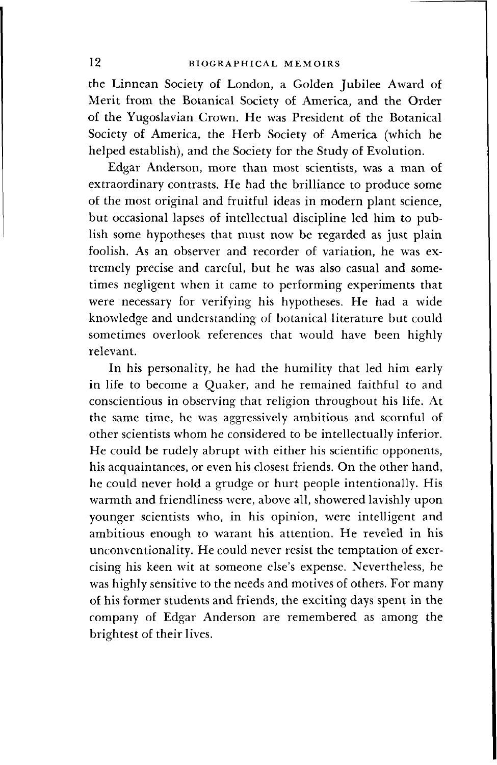the Linnean Society of London, a Golden Jubilee Award of Merit from the Botanical Society of America, and the Order of the Yugoslavian Crown. He was President of the Botanical Society of America, the Herb Society of America (which he helped establish), and the Society for the Study of Evolution.

Edgar Anderson, more than most scientists, was a man of extraordinary contrasts. He had the brilliance to produce some of the most original and fruitful ideas in modern plant science, but occasional lapses of intellectual discipline led him to publish some hypotheses that must now be regarded as just plain foolish. As an observer and recorder of variation, he was extremely precise and careful, but he was also casual and sometimes negligent when it came to performing experiments that were necessary for verifying his hypotheses. He had a wide knowledge and understanding of botanical literature but could sometimes overlook references that would have been highly relevant.

In his personality, he had the humility that led him early in life to become a Quaker, and he remained faithful to and conscientious in observing that religion throughout his life. At the same time, he was aggressively ambitious and scornful of other scientists whom he considered to be intellectually inferior. He could be rudely abrupt with either his scientific opponents, his acquaintances, or even his closest friends. On the other hand, he could never hold a grudge or hurt people intentionally. His warmth and friendliness were, above all, showered lavishly upon younger scientists who, in his opinion, were intelligent and ambitious enough to warrant his attention. He reveled in his unconventionality. He could never resist the temptation of exercising his keen wit at someone else's expense. Nevertheless, he was highly sensitive to the needs and motives of others. For many of his former students and friends, the exciting days spent in the company of Edgar Anderson are remembered as among the brightest of their lives.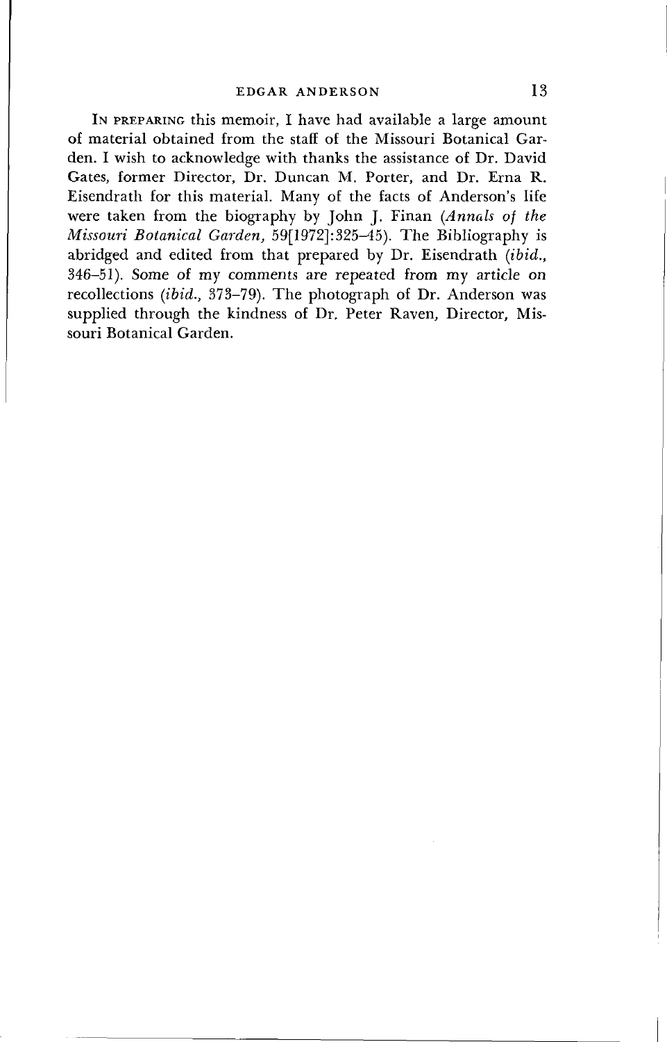In preparing this memoir, I have had available a large amount of material obtained from the staff of the Missouri Botanical Garden. I wish to acknowledge with thanks the assistance of Dr. David Gates, former Director, Dr. Duncan M. Porter, and Dr. Erna R. Eisendrath for this material. Many of the facts of Anderson's life were taken from the biography by John J. Finan (*Annals of the Missouri Botanical Garden,* 59[1972]:325–45). The Bibliography is abridged and edited from that prepared by Dr. Eisendrath (*ibid.,* 346–51). Some of my comments are repeated from my article on recollections (*ibid.,* 373–79). The photograph of Dr. Anderson was supplied through the kindness of Dr. Peter Raven, Director, Missouri Botanical Garden.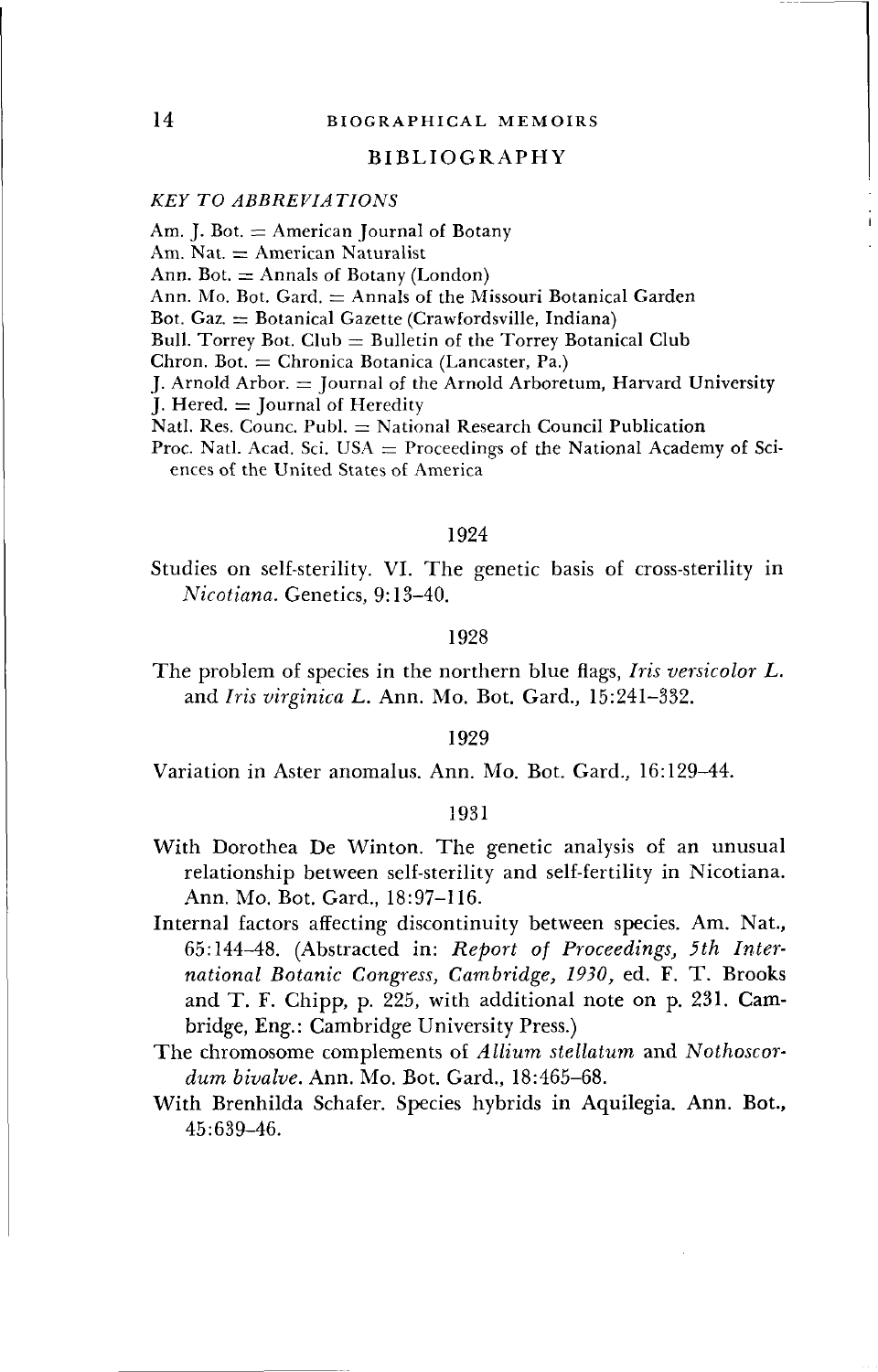## BIBLIOGRAPHY

### *KEY TO ABBREVIATIONS*

Am. J. Bot. = American Journal of Botany
Am. Nat. = American Naturalist
Ann. Bot. = Annals of Botany (London)
Ann. Mo. Bot. Gard. = Annals of the Missouri Botanical Garden
Bot. Gaz. = Botanical Gazette (Crawfordsville, Indiana)
Bull. Torrey Bot. Club = Bulletin of the Torrey Botanical Club
Chron. Bot. = Chronica Botanica (Lancaster, Pa.)
J. Arnold Arbor. = Journal of the Arnold Arboretum, Harvard University
J. Hered. = Journal of Heredity
Natl. Res. Counc. Publ. = National Research Council Publication
Proc. Natl. Acad. Sci. USA = Proceedings of the National Academy of Sciences of the United States of America

### 1924

Studies on self-sterility. VI. The genetic basis of cross-sterility in *Nicotiana*. Genetics, 9:13–40.

### 1928

The problem of species in the northern blue flags, *Iris versicolor L.* and *Iris virginica L.* Ann. Mo. Bot. Gard., 15:241–332.

### 1929

Variation in Aster anomalus. Ann. Mo. Bot. Gard., 16:129–44.

### 1931

With Dorothea De Winton. The genetic analysis of an unusual relationship between self-sterility and self-fertility in Nicotiana. Ann. Mo. Bot. Gard., 18:97–116.

Internal factors affecting discontinuity between species. Am. Nat., 65:144–48. (Abstracted in: *Report of Proceedings, 5th International Botanic Congress, Cambridge, 1930,* ed. F. T. Brooks and T. F. Chipp, p. 225, with additional note on p. 231. Cambridge, Eng.: Cambridge University Press.)

The chromosome complements of *Allium stellatum* and *Nothoscordum bivalve*. Ann. Mo. Bot. Gard., 18:465–68.

With Brenhilda Schafer. Species hybrids in Aquilegia. Ann. Bot., 45:639–46.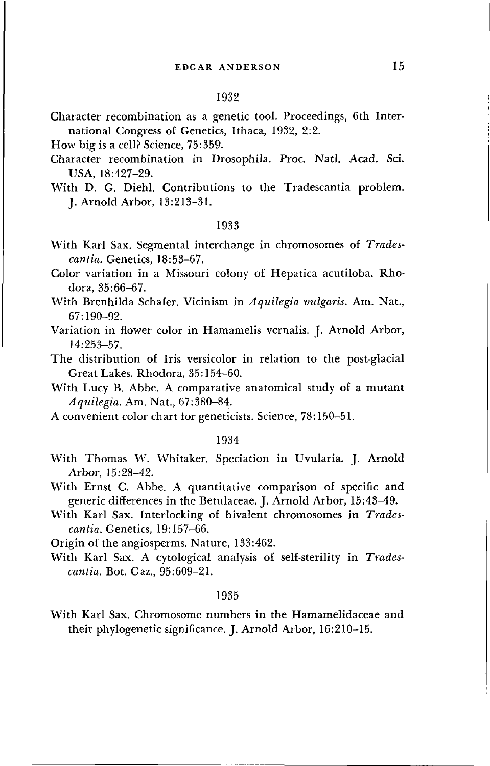### 1932

Character recombination as a genetic tool. Proceedings, 6th International Congress of Genetics, Ithaca, 1932, 2:2.

How big is a cell? Science, 75:359.

Character recombination in Drosophila. Proc. Natl. Acad. Sci. USA, 18:427–29.

With D. G. Diehl. Contributions to the Tradescantia problem. J. Arnold Arbor, 13:213–31.

### 1933

With Karl Sax. Segmental interchange in chromosomes of *Tradescantia*. Genetics, 18:53–67.

Color variation in a Missouri colony of Hepatica acutiloba. Rhodora, 35:66–67.

With Brenhilda Schafer. Vicinism in *Aquilegia vulgaris*. Am. Nat., 67:190–92.

Variation in flower color in Hamamelis vernalis. J. Arnold Arbor, 14:253–57.

The distribution of Iris versicolor in relation to the post-glacial Great Lakes. Rhodora, 35:154–60.

With Lucy B. Abbe. A comparative anatomical study of a mutant *Aquilegia*. Am. Nat., 67:380–84.

A convenient color chart for geneticists. Science, 78:150–51.

### 1934

With Thomas W. Whitaker. Speciation in Uvularia. J. Arnold Arbor, 15:28–42.

With Ernst C. Abbe. A quantitative comparison of specific and generic differences in the Betulaceae. J. Arnold Arbor, 15:43–49.

With Karl Sax. Interlocking of bivalent chromosomes in *Tradescantia*. Genetics, 19:157–66.

Origin of the angiosperms. Nature, 133:462.

With Karl Sax. A cytological analysis of self-sterility in *Tradescantia*. Bot. Gaz., 95:609–21.

### 1935

With Karl Sax. Chromosome numbers in the Hamamelidaceae and their phylogenetic significance. J. Arnold Arbor, 16:210–15.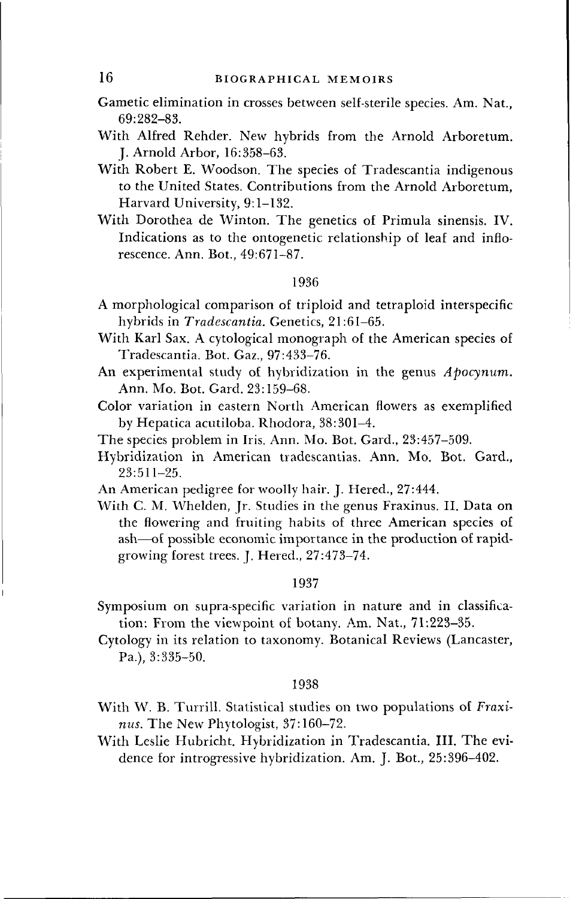Gametic elimination in crosses between self-sterile species. Am. Nat., 69:282–83.

With Alfred Rehder. New hybrids from the Arnold Arboretum. J. Arnold Arbor, 16:358–63.

With Robert E. Woodson. The species of Tradescantia indigenous to the United States. Contributions from the Arnold Arboretum, Harvard University, 9:1–132.

With Dorothea de Winton. The genetics of Primula sinensis. IV. Indications as to the ontogenetic relationship of leaf and inflorescence. Ann. Bot., 49:671–87.

1936

A morphological comparison of triploid and tetraploid interspecific hybrids in *Tradescantia*. Genetics, 21:61–65.

With Karl Sax. A cytological monograph of the American species of Tradescantia. Bot. Gaz., 97:433–76.

An experimental study of hybridization in the genus *Apocynum*. Ann. Mo. Bot. Gard. 23:159–68.

Color variation in eastern North American flowers as exemplified by Hepatica acutiloba. Rhodora, 38:301–4.

The species problem in Iris. Ann. Mo. Bot. Gard., 23:457–509.

Hybridization in American tradescantias. Ann. Mo. Bot. Gard., 23:511–25.

An American pedigree for woolly hair. J. Hered., 27:444.

With C. M. Whelden, Jr. Studies in the genus Fraxinus. II. Data on the flowering and fruiting habits of three American species of ash—of possible economic importance in the production of rapid-growing forest trees. J. Hered., 27:473–74.

1937

Symposium on supra-specific variation in nature and in classification: From the viewpoint of botany. Am. Nat., 71:223–35.

Cytology in its relation to taxonomy. Botanical Reviews (Lancaster, Pa.), 3:335–50.

1938

With W. B. Turrill. Statistical studies on two populations of *Fraxinus*. The New Phytologist, 37:160–72.

With Leslie Hubricht. Hybridization in Tradescantia. III. The evidence for introgressive hybridization. Am. J. Bot., 25:396–402.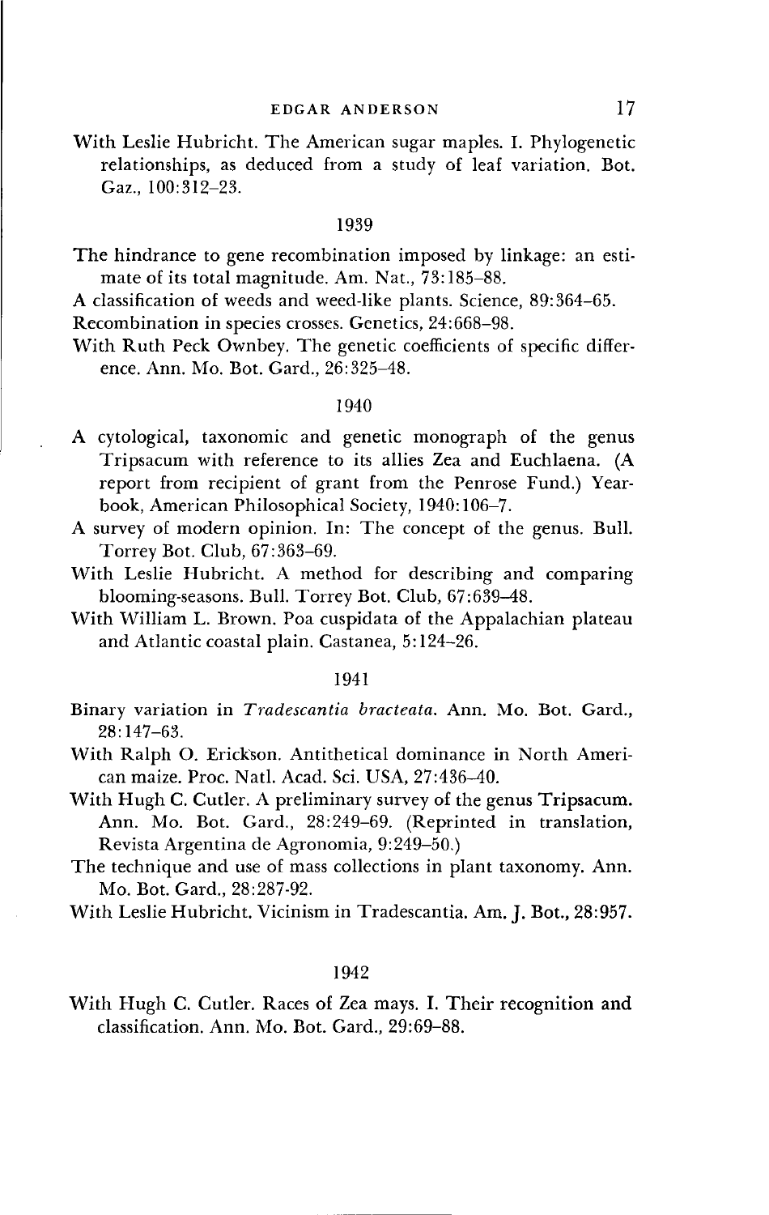With Leslie Hubricht. The American sugar maples. I. Phylogenetic relationships, as deduced from a study of leaf variation. Bot. Gaz., 100:312–23.

1939

The hindrance to gene recombination imposed by linkage: an estimate of its total magnitude. Am. Nat., 73:185–88.

A classification of weeds and weed-like plants. Science, 89:364–65.

Recombination in species crosses. Genetics, 24:668–98.

With Ruth Peck Ownbey. The genetic coefficients of specific difference. Ann. Mo. Bot. Gard., 26:325–48.

1940

A cytological, taxonomic and genetic monograph of the genus Tripsacum with reference to its allies Zea and Euchlaena. (A report from recipient of grant from the Penrose Fund.) Yearbook, American Philosophical Society, 1940:106–7.

A survey of modern opinion. In: The concept of the genus. Bull. Torrey Bot. Club, 67:363–69.

With Leslie Hubricht. A method for describing and comparing blooming-seasons. Bull. Torrey Bot. Club, 67:639–48.

With William L. Brown. Poa cuspidata of the Appalachian plateau and Atlantic coastal plain. Castanea, 5:124–26.

1941

Binary variation in *Tradescantia bracteata*. Ann. Mo. Bot. Gard., 28:147–63.

With Ralph O. Erickson. Antithetical dominance in North American maize. Proc. Natl. Acad. Sci. USA, 27:436–40.

With Hugh C. Cutler. A preliminary survey of the genus Tripsacum. Ann. Mo. Bot. Gard., 28:249–69. (Reprinted in translation, Revista Argentina de Agronomia, 9:249–50.)

The technique and use of mass collections in plant taxonomy. Ann. Mo. Bot. Gard., 28:287-92.

With Leslie Hubricht. Vicinism in Tradescantia. Am. J. Bot., 28:957.

1942

With Hugh C. Cutler. Races of Zea mays. I. Their recognition and classification. Ann. Mo. Bot. Gard., 29:69–88.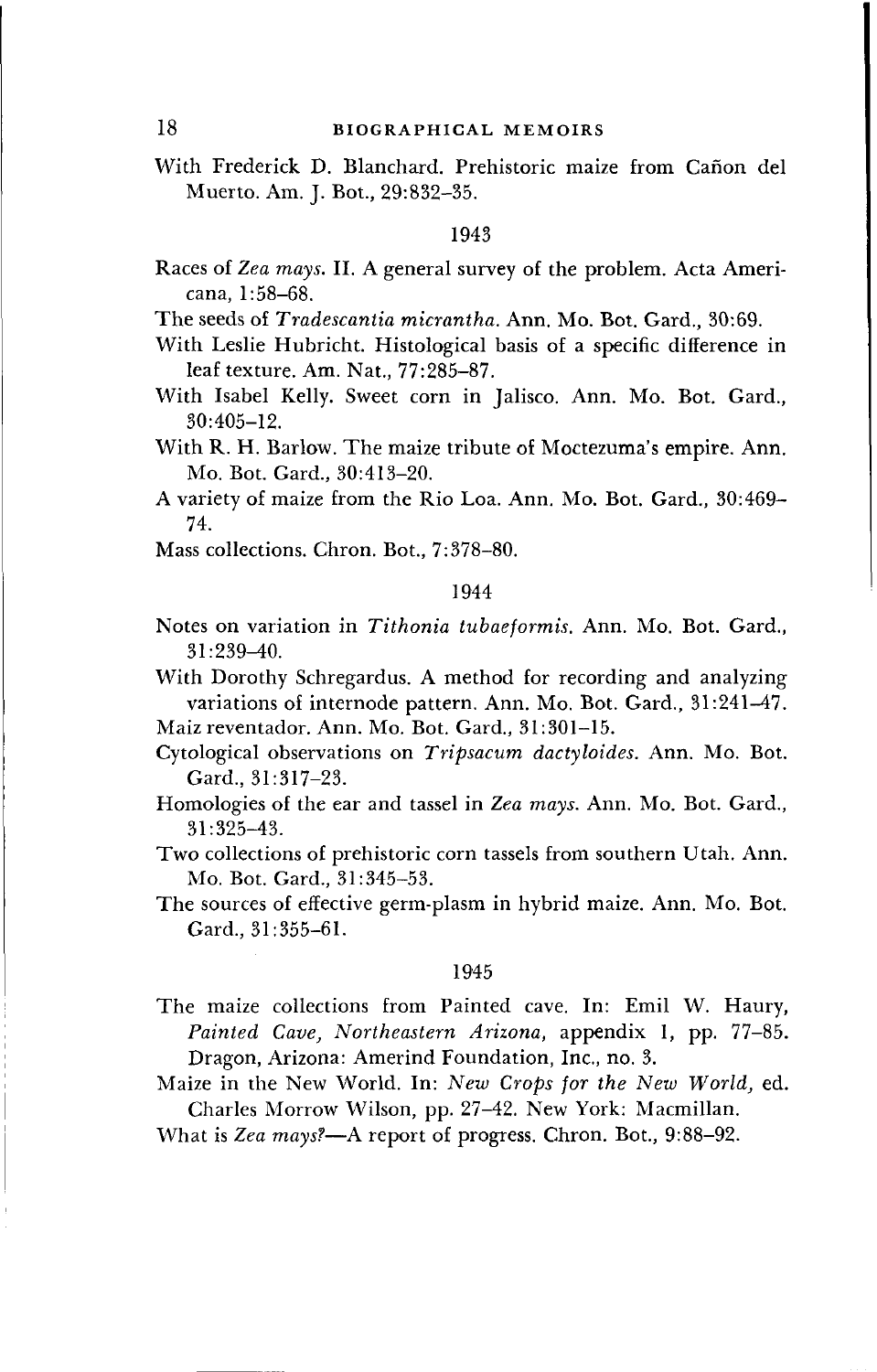With Frederick D. Blanchard. Prehistoric maize from Cañon del Muerto. Am. J. Bot., 29:832–35.

1943

Races of *Zea mays*. II. A general survey of the problem. Acta Americana, 1:58–68.

The seeds of *Tradescantia micrantha*. Ann. Mo. Bot. Gard., 30:69.

With Leslie Hubricht. Histological basis of a specific difference in leaf texture. Am. Nat., 77:285–87.

With Isabel Kelly. Sweet corn in Jalisco. Ann. Mo. Bot. Gard., 30:405–12.

With R. H. Barlow. The maize tribute of Moctezuma's empire. Ann. Mo. Bot. Gard., 30:413–20.

A variety of maize from the Rio Loa. Ann. Mo. Bot. Gard., 30:469–74.

Mass collections. Chron. Bot., 7:378–80.

1944

Notes on variation in *Tithonia tubaeformis*. Ann. Mo. Bot. Gard., 31:239–40.

With Dorothy Schregardus. A method for recording and analyzing variations of internode pattern. Ann. Mo. Bot. Gard., 31:241–47.

Maiz reventador. Ann. Mo. Bot. Gard., 31:301–15.

Cytological observations on *Tripsacum dactyloides*. Ann. Mo. Bot. Gard., 31:317–23.

Homologies of the ear and tassel in *Zea mays*. Ann. Mo. Bot. Gard., 31:325–43.

Two collections of prehistoric corn tassels from southern Utah. Ann. Mo. Bot. Gard., 31:345–53.

The sources of effective germ-plasm in hybrid maize. Ann. Mo. Bot. Gard., 31:355–61.

1945

The maize collections from Painted cave. In: Emil W. Haury, *Painted Cave, Northeastern Arizona*, appendix 1, pp. 77–85. Dragon, Arizona: Amerind Foundation, Inc., no. 3.

Maize in the New World. In: *New Crops for the New World*, ed. Charles Morrow Wilson, pp. 27–42. New York: Macmillan.

What is *Zea mays*?—A report of progress. Chron. Bot., 9:88–92.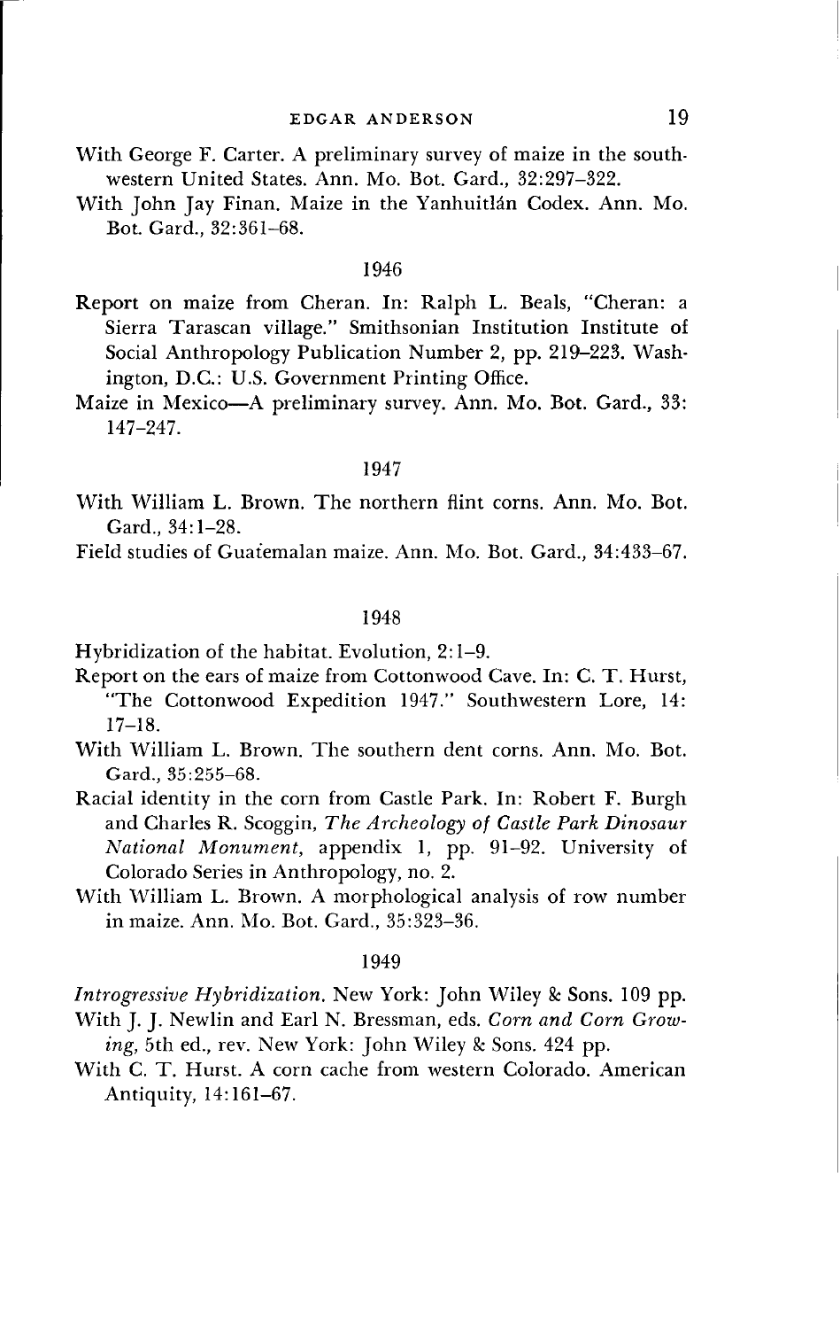With George F. Carter. A preliminary survey of maize in the southwestern United States. Ann. Mo. Bot. Gard., 32:297–322.

With John Jay Finan. Maize in the Yanhuitlán Codex. Ann. Mo. Bot. Gard., 32:361–68.

1946

Report on maize from Cheran. In: Ralph L. Beals, "Cheran: a Sierra Tarascan village." Smithsonian Institution Institute of Social Anthropology Publication Number 2, pp. 219–223. Washington, D.C.: U.S. Government Printing Office.

Maize in Mexico—A preliminary survey. Ann. Mo. Bot. Gard., 33: 147–247.

1947

With William L. Brown. The northern flint corns. Ann. Mo. Bot. Gard., 34:1–28.

Field studies of Guatemalan maize. Ann. Mo. Bot. Gard., 34:433–67.

1948

Hybridization of the habitat. Evolution, 2:1–9.

Report on the ears of maize from Cottonwood Cave. In: C. T. Hurst, "The Cottonwood Expedition 1947." Southwestern Lore, 14: 17–18.

With William L. Brown. The southern dent corns. Ann. Mo. Bot. Gard., 35:255–68.

Racial identity in the corn from Castle Park. In: Robert F. Burgh and Charles R. Scoggin, *The Archeology of Castle Park Dinosaur National Monument*, appendix 1, pp. 91–92. University of Colorado Series in Anthropology, no. 2.

With William L. Brown. A morphological analysis of row number in maize. Ann. Mo. Bot. Gard., 35:323–36.

1949

*Introgressive Hybridization*. New York: John Wiley & Sons. 109 pp.

With J. J. Newlin and Earl N. Bressman, eds. *Corn and Corn Growing*, 5th ed., rev. New York: John Wiley & Sons. 424 pp.

With C. T. Hurst. A corn cache from western Colorado. American Antiquity, 14:161–67.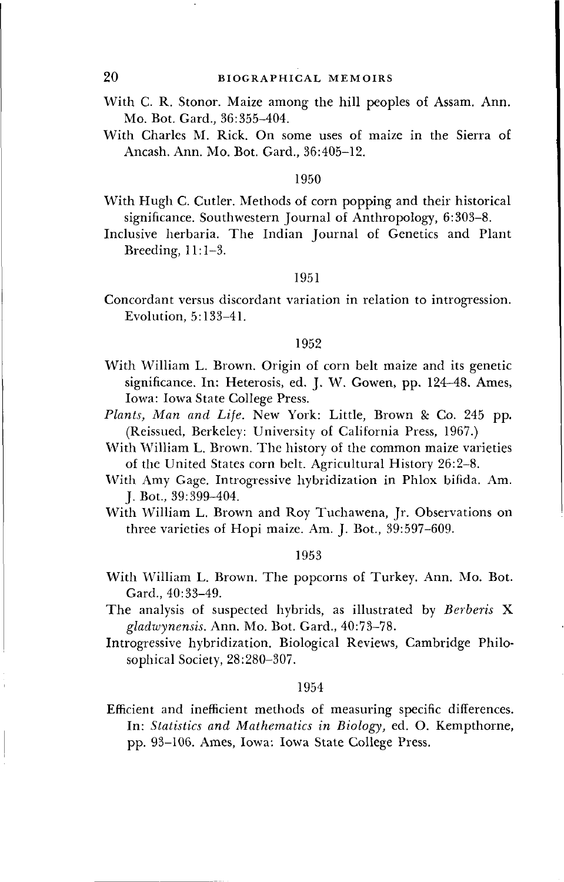With C. R. Stonor. Maize among the hill peoples of Assam. Ann. Mo. Bot. Gard., 36:355–404.

With Charles M. Rick. On some uses of maize in the Sierra of Ancash. Ann. Mo. Bot. Gard., 36:405–12.

1950

With Hugh C. Cutler. Methods of corn popping and their historical significance. Southwestern Journal of Anthropology, 6:303–8.

Inclusive herbaria. The Indian Journal of Genetics and Plant Breeding, 11:1–3.

1951

Concordant versus discordant variation in relation to introgression. Evolution, 5:133–41.

1952

With William L. Brown. Origin of corn belt maize and its genetic significance. In: Heterosis, ed. J. W. Gowen, pp. 124–48. Ames, Iowa: Iowa State College Press.

*Plants, Man and Life.* New York: Little, Brown & Co. 245 pp. (Reissued, Berkeley: University of California Press, 1967.)

With William L. Brown. The history of the common maize varieties of the United States corn belt. Agricultural History 26:2–8.

With Amy Gage. Introgressive hybridization in Phlox bifida. Am. J. Bot., 39:399–404.

With William L. Brown and Roy Tuchawena, Jr. Observations on three varieties of Hopi maize. Am. J. Bot., 39:597–609.

1953

With William L. Brown. The popcorns of Turkey. Ann. Mo. Bot. Gard., 40:33–49.

The analysis of suspected hybrids, as illustrated by *Berberis* X *gladwynensis*. Ann. Mo. Bot. Gard., 40:73–78.

Introgressive hybridization. Biological Reviews, Cambridge Philosophical Society, 28:280–307.

1954

Efficient and inefficient methods of measuring specific differences. In: *Statistics and Mathematics in Biology*, ed. O. Kempthorne, pp. 93–106. Ames, Iowa: Iowa State College Press.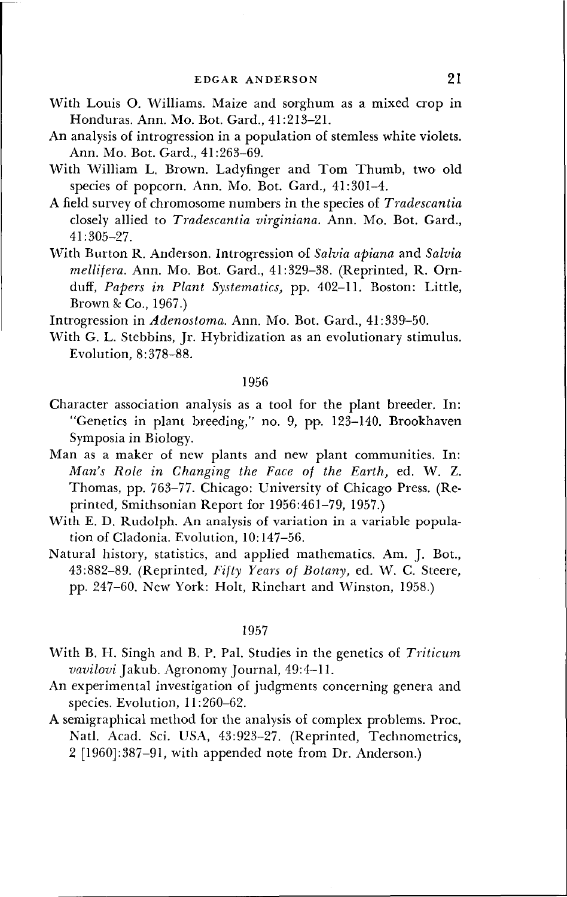With Louis O. Williams. Maize and sorghum as a mixed crop in Honduras. Ann. Mo. Bot. Gard., 41:213–21.

An analysis of introgression in a population of stemless white violets. Ann. Mo. Bot. Gard., 41:263–69.

With William L. Brown. Ladyfinger and Tom Thumb, two old species of popcorn. Ann. Mo. Bot. Gard., 41:301–4.

A field survey of chromosome numbers in the species of *Tradescantia* closely allied to *Tradescantia virginiana*. Ann. Mo. Bot. Gard., 41:305–27.

With Burton R. Anderson. Introgression of *Salvia apiana* and *Salvia mellifera*. Ann. Mo. Bot. Gard., 41:329–38. (Reprinted, R. Ornduff, *Papers in Plant Systematics*, pp. 402–11. Boston: Little, Brown & Co., 1967.)

Introgression in *Adenostoma*. Ann. Mo. Bot. Gard., 41:339–50.

With G. L. Stebbins, Jr. Hybridization as an evolutionary stimulus. Evolution, 8:378–88.

### 1956

Character association analysis as a tool for the plant breeder. In: "Genetics in plant breeding," no. 9, pp. 123–140. Brookhaven Symposia in Biology.

Man as a maker of new plants and new plant communities. In: *Man's Role in Changing the Face of the Earth*, ed. W. Z. Thomas, pp. 763–77. Chicago: University of Chicago Press. (Reprinted, Smithsonian Report for 1956:461–79, 1957.)

With E. D. Rudolph. An analysis of variation in a variable population of Cladonia. Evolution, 10:147–56.

Natural history, statistics, and applied mathematics. Am. J. Bot., 43:882–89. (Reprinted, *Fifty Years of Botany*, ed. W. C. Steere, pp. 247–60. New York: Holt, Rinehart and Winston, 1958.)

### 1957

With B. H. Singh and B. P. Pal. Studies in the genetics of *Triticum vavilovi* Jakub. Agronomy Journal, 49:4–11.

An experimental investigation of judgments concerning genera and species. Evolution, 11:260–62.

A semigraphical method for the analysis of complex problems. Proc. Natl. Acad. Sci. USA, 43:923–27. (Reprinted, Technometrics, 2 [1960]:387–91, with appended note from Dr. Anderson.)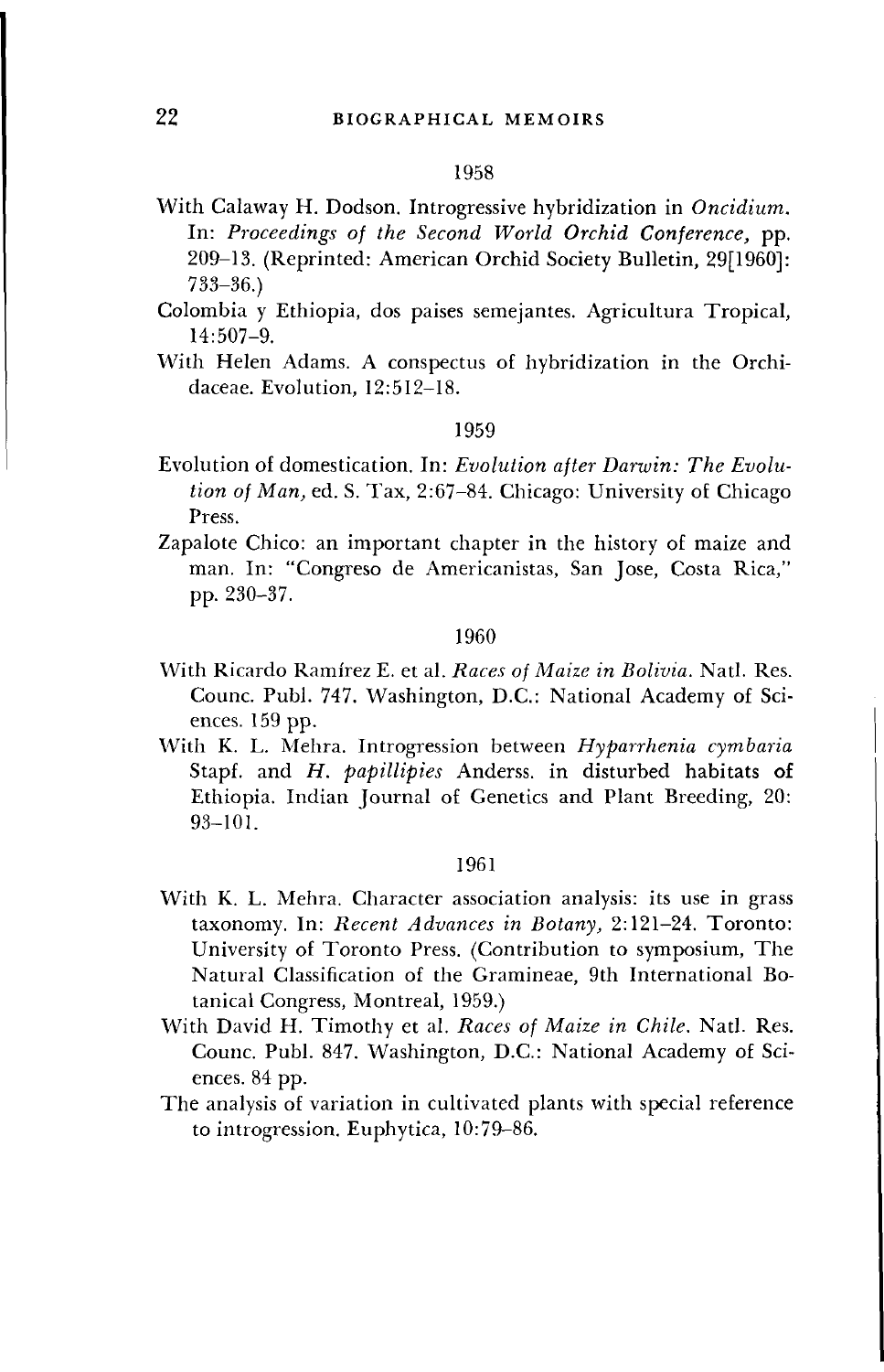1958

With Calaway H. Dodson. Introgressive hybridization in *Oncidium*. In: *Proceedings of the Second World Orchid Conference*, pp. 209–13. (Reprinted: American Orchid Society Bulletin, 29[1960]: 733–36.)

Colombia y Ethiopia, dos paises semejantes. Agricultura Tropical, 14:507–9.

With Helen Adams. A conspectus of hybridization in the Orchidaceae. Evolution, 12:512–18.

1959

Evolution of domestication. In: *Evolution after Darwin: The Evolution of Man*, ed. S. Tax, 2:67–84. Chicago: University of Chicago Press.

Zapalote Chico: an important chapter in the history of maize and man. In: "Congreso de Americanistas, San Jose, Costa Rica," pp. 230–37.

1960

With Ricardo Ramírez E. et al. *Races of Maize in Bolivia*. Natl. Res. Counc. Publ. 747. Washington, D.C.: National Academy of Sciences. 159 pp.

With K. L. Mehra. Introgression between *Hyparrhenia cymbaria* Stapf. and *H. papillipies* Anderss. in disturbed habitats of Ethiopia. Indian Journal of Genetics and Plant Breeding, 20: 93–101.

1961

With K. L. Mehra. Character association analysis: its use in grass taxonomy. In: *Recent Advances in Botany*, 2:121–24. Toronto: University of Toronto Press. (Contribution to symposium, The Natural Classification of the Gramineae, 9th International Botanical Congress, Montreal, 1959.)

With David H. Timothy et al. *Races of Maize in Chile*. Natl. Res. Counc. Publ. 847. Washington, D.C.: National Academy of Sciences. 84 pp.

The analysis of variation in cultivated plants with special reference to introgression. Euphytica, 10:79–86.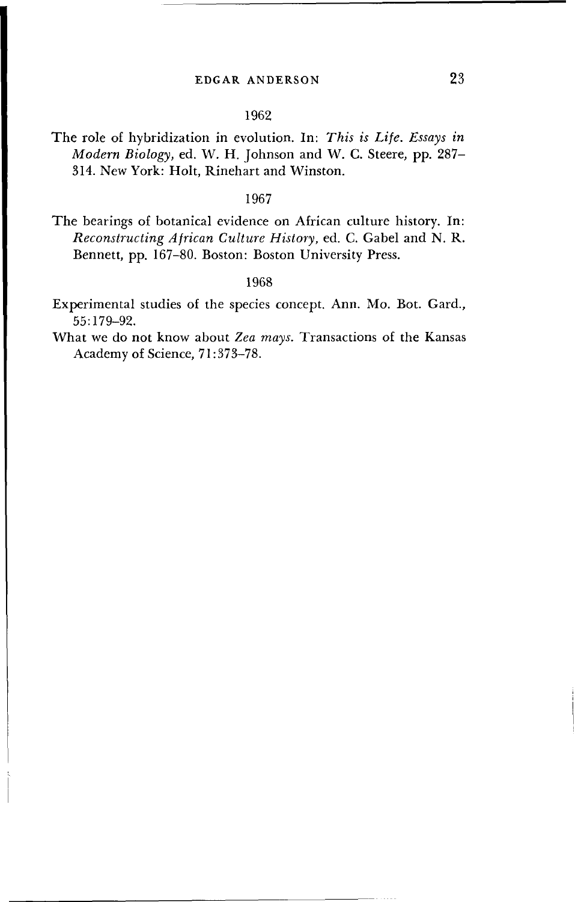1962

The role of hybridization in evolution. In: *This is Life. Essays in Modern Biology*, ed. W. H. Johnson and W. C. Steere, pp. 287–314. New York: Holt, Rinehart and Winston.

1967

The bearings of botanical evidence on African culture history. In: *Reconstructing African Culture History*, ed. C. Gabel and N. R. Bennett, pp. 167–80. Boston: Boston University Press.

1968

Experimental studies of the species concept. Ann. Mo. Bot. Gard., 55:179–92.

What we do not know about *Zea mays*. Transactions of the Kansas Academy of Science, 71:373–78.